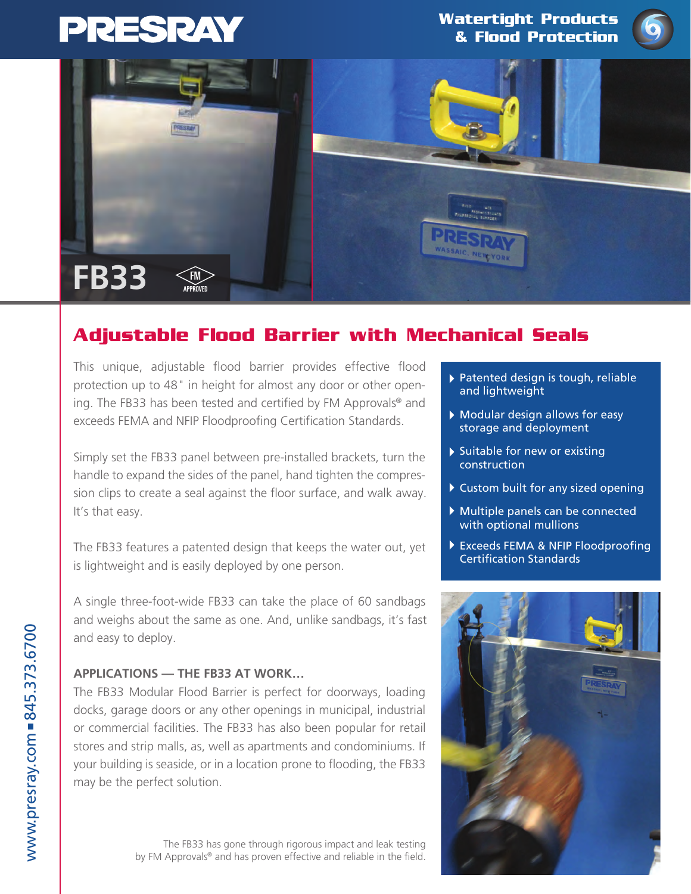# PRESRAY

Watertight Products & Flood Protection

FB33 FM APPROVED

## Adjustable Flood Barrier with Mechanical Seals

This unique, adjustable flood barrier provides effective flood protection up to 48" in height for almost any door or other opening. The FB33 has been tested and certified by FM Approvals® and exceeds FEMA and NFIP Floodproofing Certification Standards.

Simply set the FB33 panel between pre-installed brackets, turn the handle to expand the sides of the panel, hand tighten the compression clips to create a seal against the floor surface, and walk away. It's that easy.

The FB33 features a patented design that keeps the water out, yet is lightweight and is easily deployed by one person.

A single three-foot-wide FB33 can take the place of 60 sandbags and weighs about the same as one. And, unlike sandbags, it's fast and easy to deploy.

- Patented design is tough, reliable and lightweight
- Modular design allows for easy storage and deployment
- Suitable for new or existing construction
- Custom built for any sized opening
- Multiple panels can be connected with optional mullions
- Exceeds FEMA & NFIP Floodproofing Certification Standards

### APPLICATIONS — THE FB33 AT WORK...

The FB33 Modular Flood Barrier is perfect for doorways, loading docks, garage doors or any other openings in municipal, industrial or commercial facilities. The FB33 has also been popular for retail stores and strip malls, as, well as apartments and condominiums. If your building is seaside, or in a location prone to flooding, the FB33 may be the perfect solution.

The FB33 has gone through rigorous impact and leak testing by FM Approvals® and has proven effective and reliable in the field.

www.presray.com ■ 845.373.6700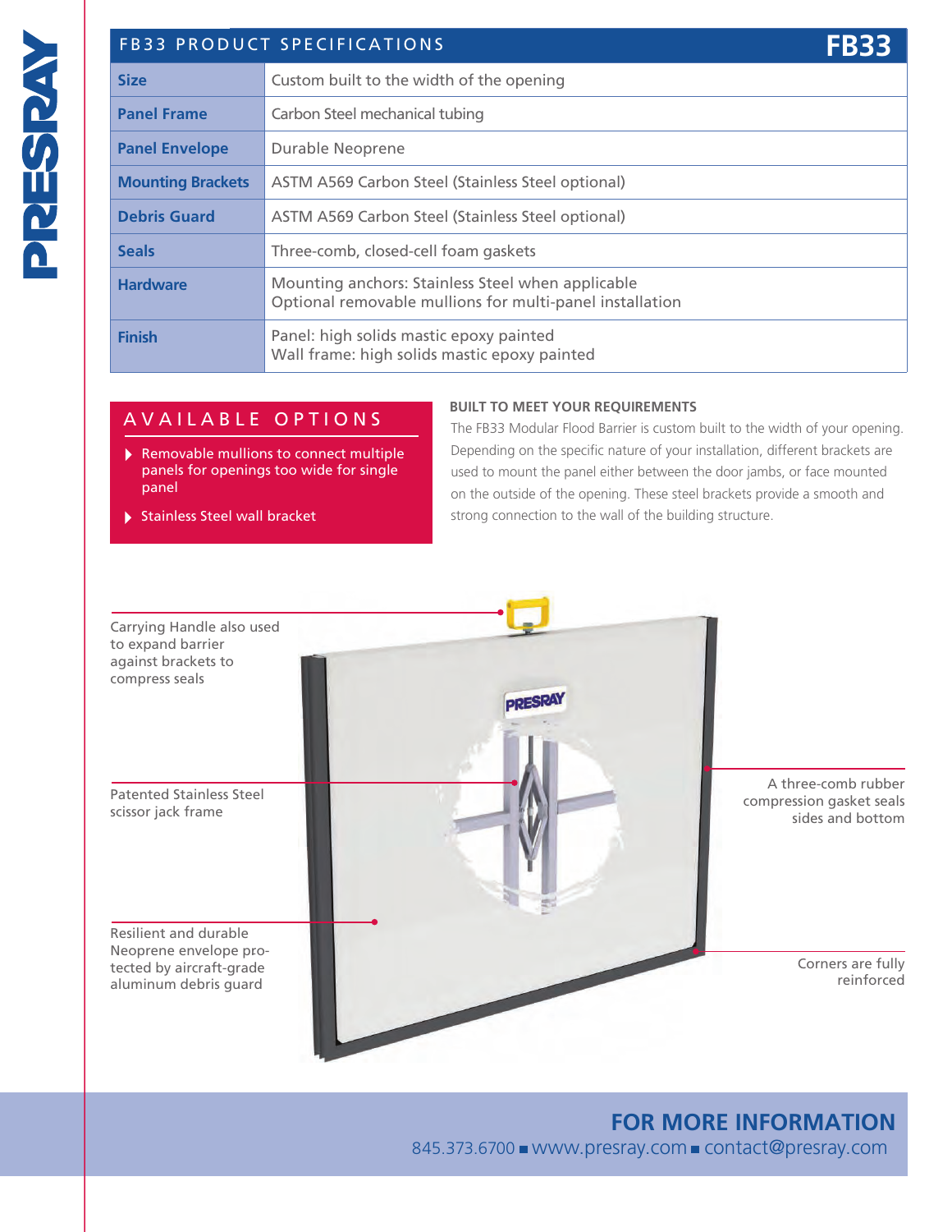## FB33 PRODUCT SPECIFICATIONS

**FB33**

| | |
|---|---|
| **Size** | Custom built to the width of the opening |
| **Panel Frame** | Carbon Steel mechanical tubing |
| **Panel Envelope** | Durable Neoprene |
| **Mounting Brackets** | ASTM A569 Carbon Steel (Stainless Steel optional) |
| **Debris Guard** | ASTM A569 Carbon Steel (Stainless Steel optional) |
| **Seals** | Three-comb, closed-cell foam gaskets |
| **Hardware** | Mounting anchors: Stainless Steel when applicable<br>Optional removable mullions for multi-panel installation |
| **Finish** | Panel: high solids mastic epoxy painted<br>Wall frame: high solids mastic epoxy painted |

## AVAILABLE OPTIONS

- Removable mullions to connect multiple panels for openings too wide for single panel
- Stainless Steel wall bracket

### BUILT TO MEET YOUR REQUIREMENTS

The FB33 Modular Flood Barrier is custom built to the width of your opening. Depending on the specific nature of your installation, different brackets are used to mount the panel either between the door jambs, or face mounted on the outside of the opening. These steel brackets provide a smooth and strong connection to the wall of the building structure.

Carrying Handle also used to expand barrier against brackets to compress seals

Patented Stainless Steel scissor jack frame

Resilient and durable Neoprene envelope protected by aircraft-grade aluminum debris guard

A three-comb rubber compression gasket seals sides and bottom

Corners are fully reinforced

PRESRAY

## FOR MORE INFORMATION

845.373.6700 ■ www.presray.com ■ contact@presray.com